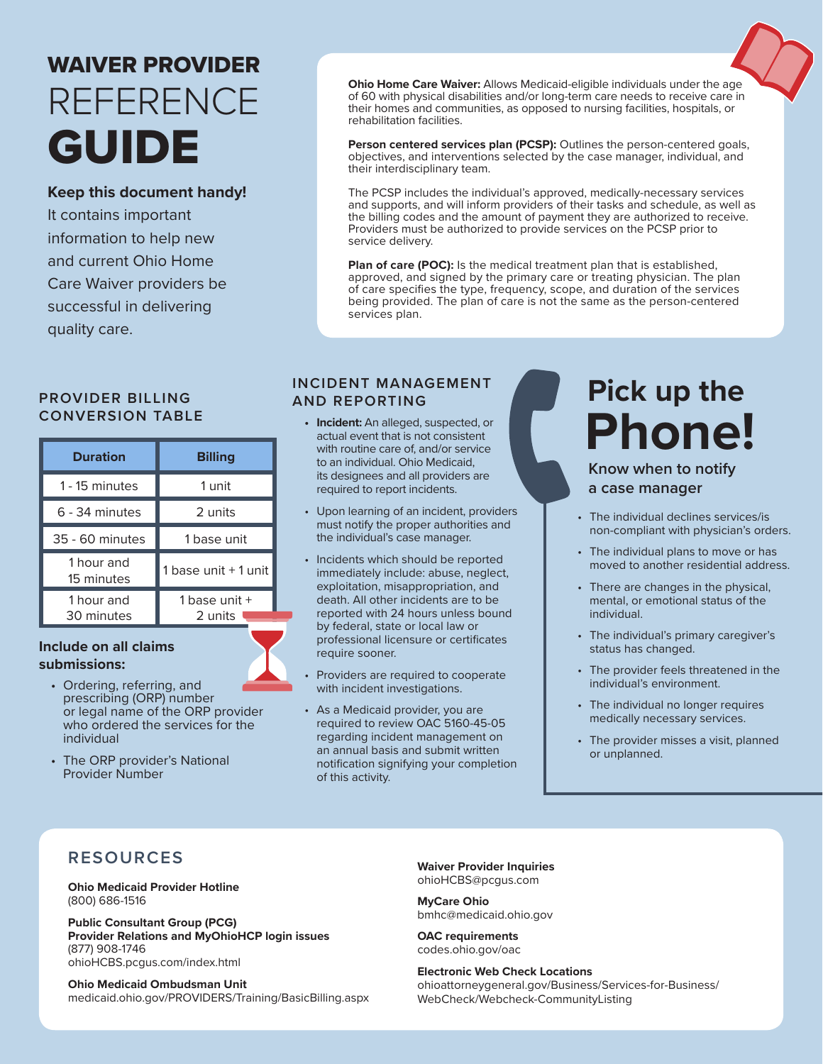# WAIVER PROVIDER REFERENCE GUIDE

**Keep this document handy!** It contains important information to help new and current Ohio Home Care Waiver providers be successful in delivering quality care.

**Ohio Home Care Waiver:** Allows Medicaid-eligible individuals under the age of 60 with physical disabilities and/or long-term care needs to receive care in their homes and communities, as opposed to nursing facilities, hospitals, or rehabilitation facilities.

**Person centered services plan (PCSP):** Outlines the person-centered goals, objectives, and interventions selected by the case manager, individual, and their interdisciplinary team.

The PCSP includes the individual's approved, medically-necessary services and supports, and will inform providers of their tasks and schedule, as well as the billing codes and the amount of payment they are authorized to receive. Providers must be authorized to provide services on the PCSP prior to service delivery.

**Plan of care (POC):** Is the medical treatment plan that is established, approved, and signed by the primary care or treating physician. The plan of care specifies the type, frequency, scope, and duration of the services being provided. The plan of care is not the same as the person-centered services plan.

## PROVIDER BILLING CONVERSION TABLE

| Duration | Billing |
| --- | --- |
| 1 - 15 minutes | 1 unit |
| 6 - 34 minutes | 2 units |
| 35 - 60 minutes | 1 base unit |
| 1 hour and 15 minutes | 1 base unit + 1 unit |
| 1 hour and 30 minutes | 1 base unit + 2 units |

**Include on all claims submissions:**

- Ordering, referring, and prescribing (ORP) number or legal name of the ORP provider who ordered the services for the individual
- The ORP provider's National Provider Number

## INCIDENT MANAGEMENT AND REPORTING

- **Incident:** An alleged, suspected, or actual event that is not consistent with routine care of, and/or service to an individual. Ohio Medicaid, its designees and all providers are required to report incidents.
- Upon learning of an incident, providers must notify the proper authorities and the individual's case manager.
- Incidents which should be reported immediately include: abuse, neglect, exploitation, misappropriation, and death. All other incidents are to be reported with 24 hours unless bound by federal, state or local law or professional licensure or certificates require sooner.
- Providers are required to cooperate with incident investigations.
- As a Medicaid provider, you are required to review OAC 5160-45-05 regarding incident management on an annual basis and submit written notification signifying your completion of this activity.

## Pick up the Phone!

### Know when to notify a case manager

- The individual declines services/is non-compliant with physician's orders.
- The individual plans to move or has moved to another residential address.
- There are changes in the physical, mental, or emotional status of the individual.
- The individual's primary caregiver's status has changed.
- The provider feels threatened in the individual's environment.
- The individual no longer requires medically necessary services.
- The provider misses a visit, planned or unplanned.

## RESOURCES

**Ohio Medicaid Provider Hotline**
(800) 686-1516

**Public Consultant Group (PCG)**
**Provider Relations and MyOhioHCP login issues**
(877) 908-1746
ohioHCBS.pcgus.com/index.html

**Ohio Medicaid Ombudsman Unit**
medicaid.ohio.gov/PROVIDERS/Training/BasicBilling.aspx

**Waiver Provider Inquiries**
ohioHCBS@pcgus.com

**MyCare Ohio**
bmhc@medicaid.ohio.gov

**OAC requirements**
codes.ohio.gov/oac

**Electronic Web Check Locations**
ohioattorneygeneral.gov/Business/Services-for-Business/WebCheck/Webcheck-CommunityListing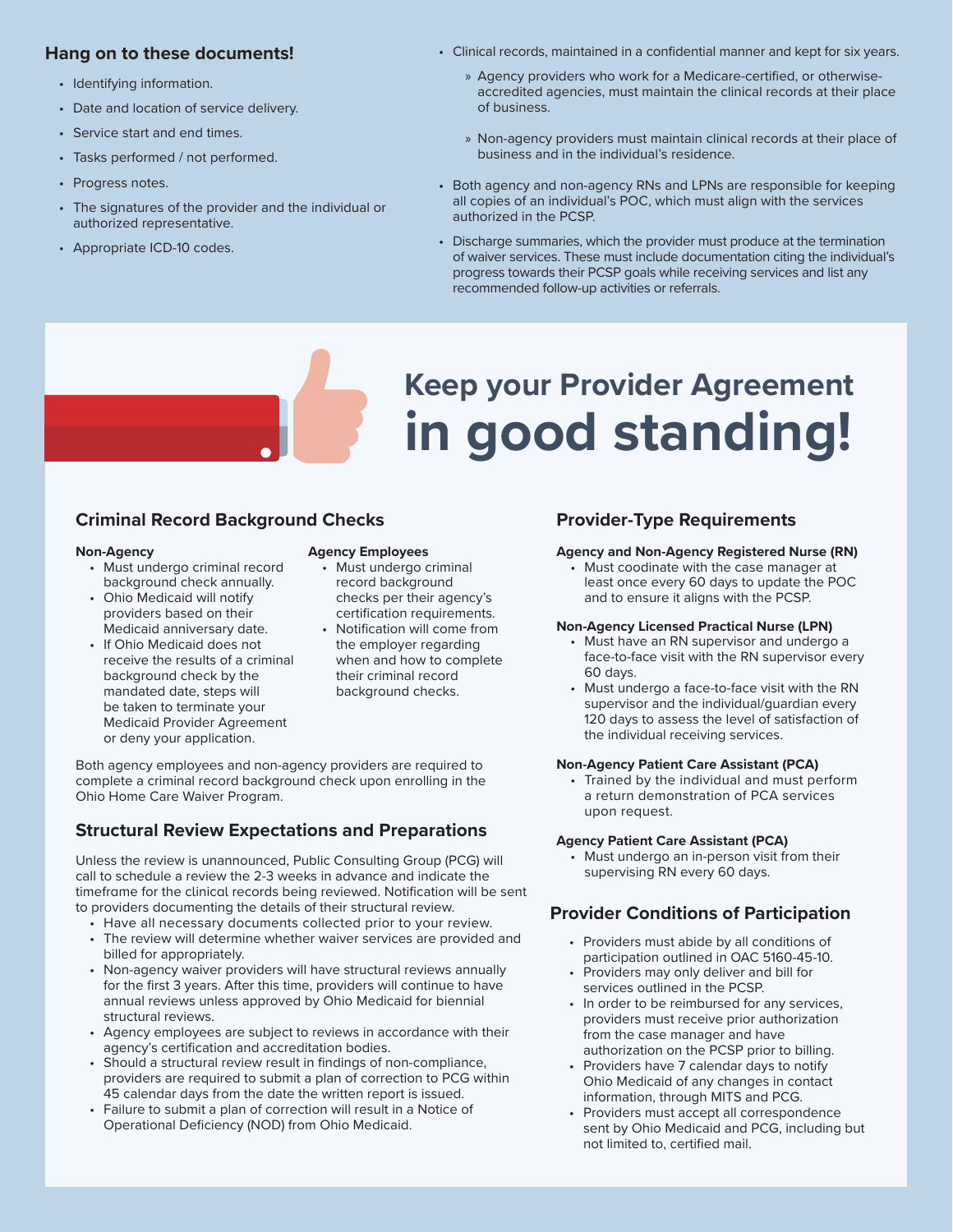## Hang on to these documents!

- Identifying information.
- Date and location of service delivery.
- Service start and end times.
- Tasks performed / not performed.
- Progress notes.
- The signatures of the provider and the individual or authorized representative.
- Appropriate ICD-10 codes.
- Clinical records, maintained in a confidential manner and kept for six years.
  - Agency providers who work for a Medicare-certified, or otherwise-accredited agencies, must maintain the clinical records at their place of business.
  - Non-agency providers must maintain clinical records at their place of business and in the individual's residence.
- Both agency and non-agency RNs and LPNs are responsible for keeping all copies of an individual's POC, which must align with the services authorized in the PCSP.
- Discharge summaries, which the provider must produce at the termination of waiver services. These must include documentation citing the individual's progress towards their PCSP goals while receiving services and list any recommended follow-up activities or referrals.

# Keep your Provider Agreement **in good standing!**

## Criminal Record Background Checks

**Non-Agency**

- Must undergo criminal record background check annually.
- Ohio Medicaid will notify providers based on their Medicaid anniversary date.
- If Ohio Medicaid does not receive the results of a criminal background check by the mandated date, steps will be taken to terminate your Medicaid Provider Agreement or deny your application.

**Agency Employees**

- Must undergo criminal record background checks per their agency's certification requirements.
- Notification will come from the employer regarding when and how to complete their criminal record background checks.

Both agency employees and non-agency providers are required to complete a criminal record background check upon enrolling in the Ohio Home Care Waiver Program.

## Structural Review Expectations and Preparations

Unless the review is unannounced, Public Consulting Group (PCG) will call to schedule a review the 2-3 weeks in advance and indicate the timeframe for the clinical records being reviewed. Notification will be sent to providers documenting the details of their structural review.

- Have all necessary documents collected prior to your review.
- The review will determine whether waiver services are provided and billed for appropriately.
- Non-agency waiver providers will have structural reviews annually for the first 3 years. After this time, providers will continue to have annual reviews unless approved by Ohio Medicaid for biennial structural reviews.
- Agency employees are subject to reviews in accordance with their agency's certification and accreditation bodies.
- Should a structural review result in findings of non-compliance, providers are required to submit a plan of correction to PCG within 45 calendar days from the date the written report is issued.
- Failure to submit a plan of correction will result in a Notice of Operational Deficiency (NOD) from Ohio Medicaid.

## Provider-Type Requirements

**Agency and Non-Agency Registered Nurse (RN)**

- Must coodinate with the case manager at least once every 60 days to update the POC and to ensure it aligns with the PCSP.

**Non-Agency Licensed Practical Nurse (LPN)**

- Must have an RN supervisor and undergo a face-to-face visit with the RN supervisor every 60 days.
- Must undergo a face-to-face visit with the RN supervisor and the individual/guardian every 120 days to assess the level of satisfaction of the individual receiving services.

**Non-Agency Patient Care Assistant (PCA)**

- Trained by the individual and must perform a return demonstration of PCA services upon request.

**Agency Patient Care Assistant (PCA)**

- Must undergo an in-person visit from their supervising RN every 60 days.

## Provider Conditions of Participation

- Providers must abide by all conditions of participation outlined in OAC 5160-45-10.
- Providers may only deliver and bill for services outlined in the PCSP.
- In order to be reimbursed for any services, providers must receive prior authorization from the case manager and have authorization on the PCSP prior to billing.
- Providers have 7 calendar days to notify Ohio Medicaid of any changes in contact information, through MITS and PCG.
- Providers must accept all correspondence sent by Ohio Medicaid and PCG, including but not limited to, certified mail.